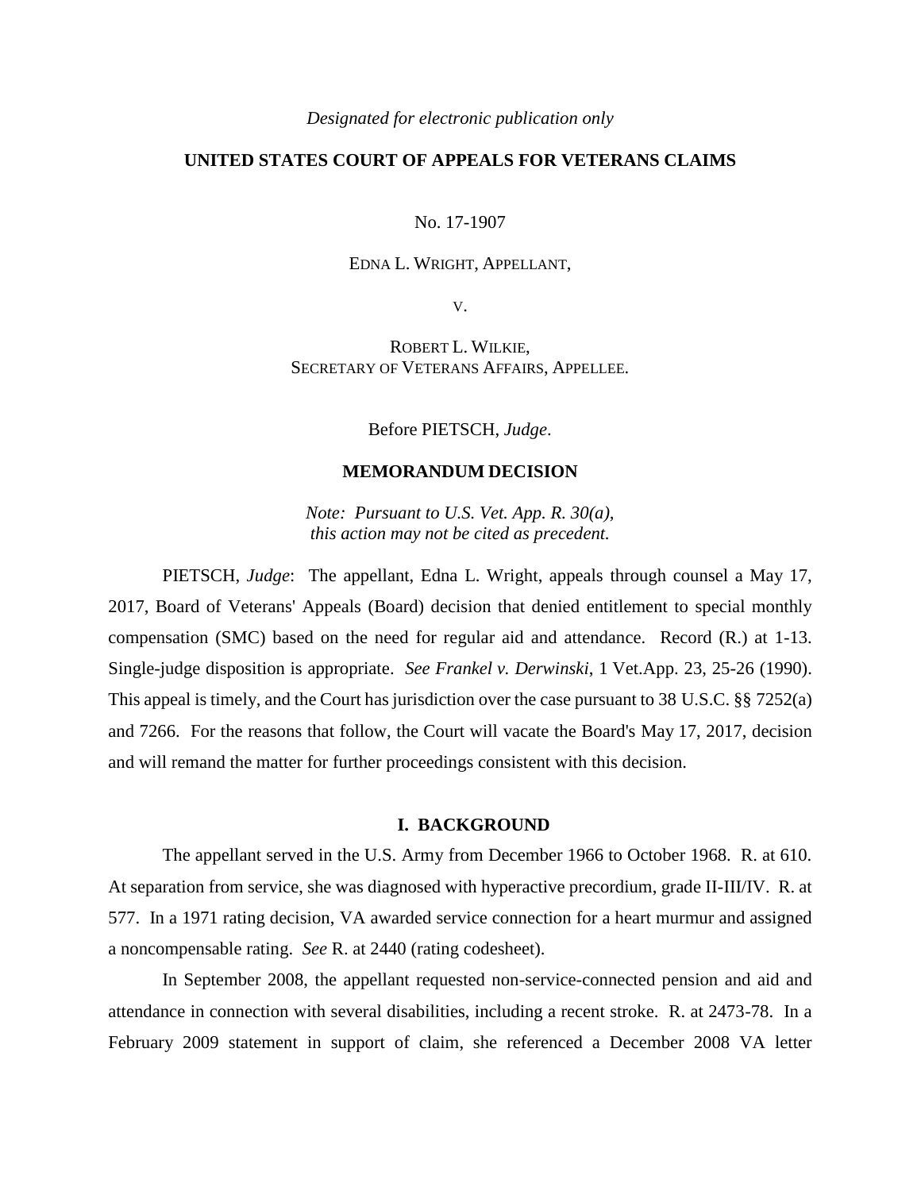*Designated for electronic publication only*

**UNITED STATES COURT OF APPEALS FOR VETERANS CLAIMS**

No. 17-1907

EDNA L. WRIGHT, APPELLANT,

V.

ROBERT L. WILKIE,
SECRETARY OF VETERANS AFFAIRS, APPELLEE.

Before PIETSCH, *Judge*.

**MEMORANDUM DECISION**

*Note: Pursuant to U.S. Vet. App. R. 30(a), this action may not be cited as precedent.*

PIETSCH, *Judge*: The appellant, Edna L. Wright, appeals through counsel a May 17, 2017, Board of Veterans' Appeals (Board) decision that denied entitlement to special monthly compensation (SMC) based on the need for regular aid and attendance. Record (R.) at 1-13. Single-judge disposition is appropriate. *See Frankel v. Derwinski*, 1 Vet.App. 23, 25-26 (1990). This appeal is timely, and the Court has jurisdiction over the case pursuant to 38 U.S.C. §§ 7252(a) and 7266. For the reasons that follow, the Court will vacate the Board's May 17, 2017, decision and will remand the matter for further proceedings consistent with this decision.

**I. BACKGROUND**

The appellant served in the U.S. Army from December 1966 to October 1968. R. at 610. At separation from service, she was diagnosed with hyperactive precordium, grade II-III/IV. R. at 577. In a 1971 rating decision, VA awarded service connection for a heart murmur and assigned a noncompensable rating. *See* R. at 2440 (rating codesheet).

In September 2008, the appellant requested non-service-connected pension and aid and attendance in connection with several disabilities, including a recent stroke. R. at 2473-78. In a February 2009 statement in support of claim, she referenced a December 2008 VA letter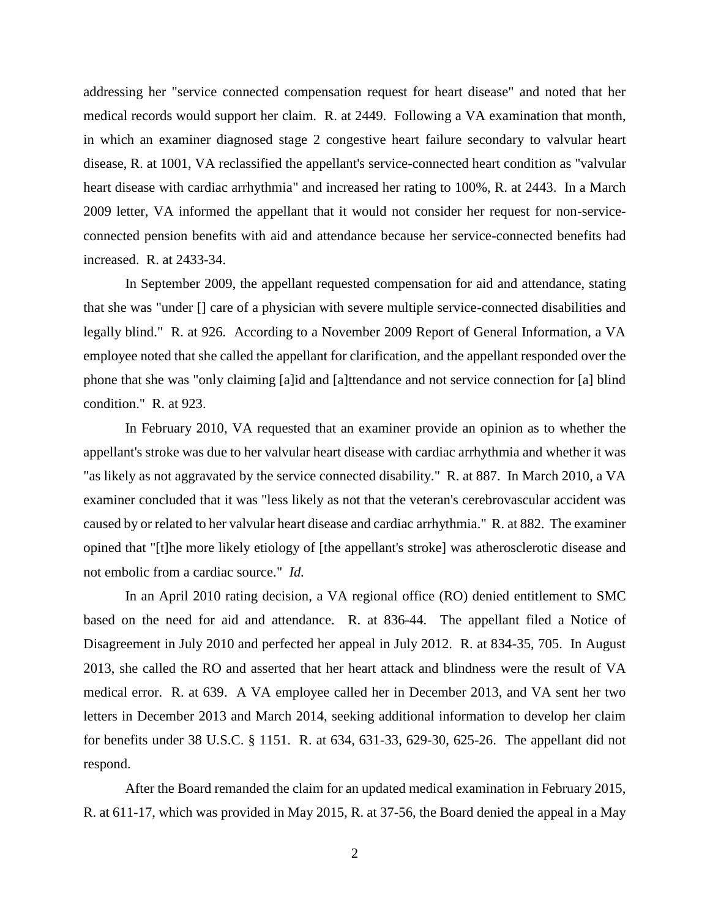addressing her "service connected compensation request for heart disease" and noted that her medical records would support her claim. R. at 2449. Following a VA examination that month, in which an examiner diagnosed stage 2 congestive heart failure secondary to valvular heart disease, R. at 1001, VA reclassified the appellant's service-connected heart condition as "valvular heart disease with cardiac arrhythmia" and increased her rating to 100%, R. at 2443. In a March 2009 letter, VA informed the appellant that it would not consider her request for non-service-connected pension benefits with aid and attendance because her service-connected benefits had increased. R. at 2433-34.

In September 2009, the appellant requested compensation for aid and attendance, stating that she was "under [] care of a physician with severe multiple service-connected disabilities and legally blind." R. at 926. According to a November 2009 Report of General Information, a VA employee noted that she called the appellant for clarification, and the appellant responded over the phone that she was "only claiming [a]id and [a]ttendance and not service connection for [a] blind condition." R. at 923.

In February 2010, VA requested that an examiner provide an opinion as to whether the appellant's stroke was due to her valvular heart disease with cardiac arrhythmia and whether it was "as likely as not aggravated by the service connected disability." R. at 887. In March 2010, a VA examiner concluded that it was "less likely as not that the veteran's cerebrovascular accident was caused by or related to her valvular heart disease and cardiac arrhythmia." R. at 882. The examiner opined that "[t]he more likely etiology of [the appellant's stroke] was atherosclerotic disease and not embolic from a cardiac source." *Id.*

In an April 2010 rating decision, a VA regional office (RO) denied entitlement to SMC based on the need for aid and attendance. R. at 836-44. The appellant filed a Notice of Disagreement in July 2010 and perfected her appeal in July 2012. R. at 834-35, 705. In August 2013, she called the RO and asserted that her heart attack and blindness were the result of VA medical error. R. at 639. A VA employee called her in December 2013, and VA sent her two letters in December 2013 and March 2014, seeking additional information to develop her claim for benefits under 38 U.S.C. § 1151. R. at 634, 631-33, 629-30, 625-26. The appellant did not respond.

After the Board remanded the claim for an updated medical examination in February 2015, R. at 611-17, which was provided in May 2015, R. at 37-56, the Board denied the appeal in a May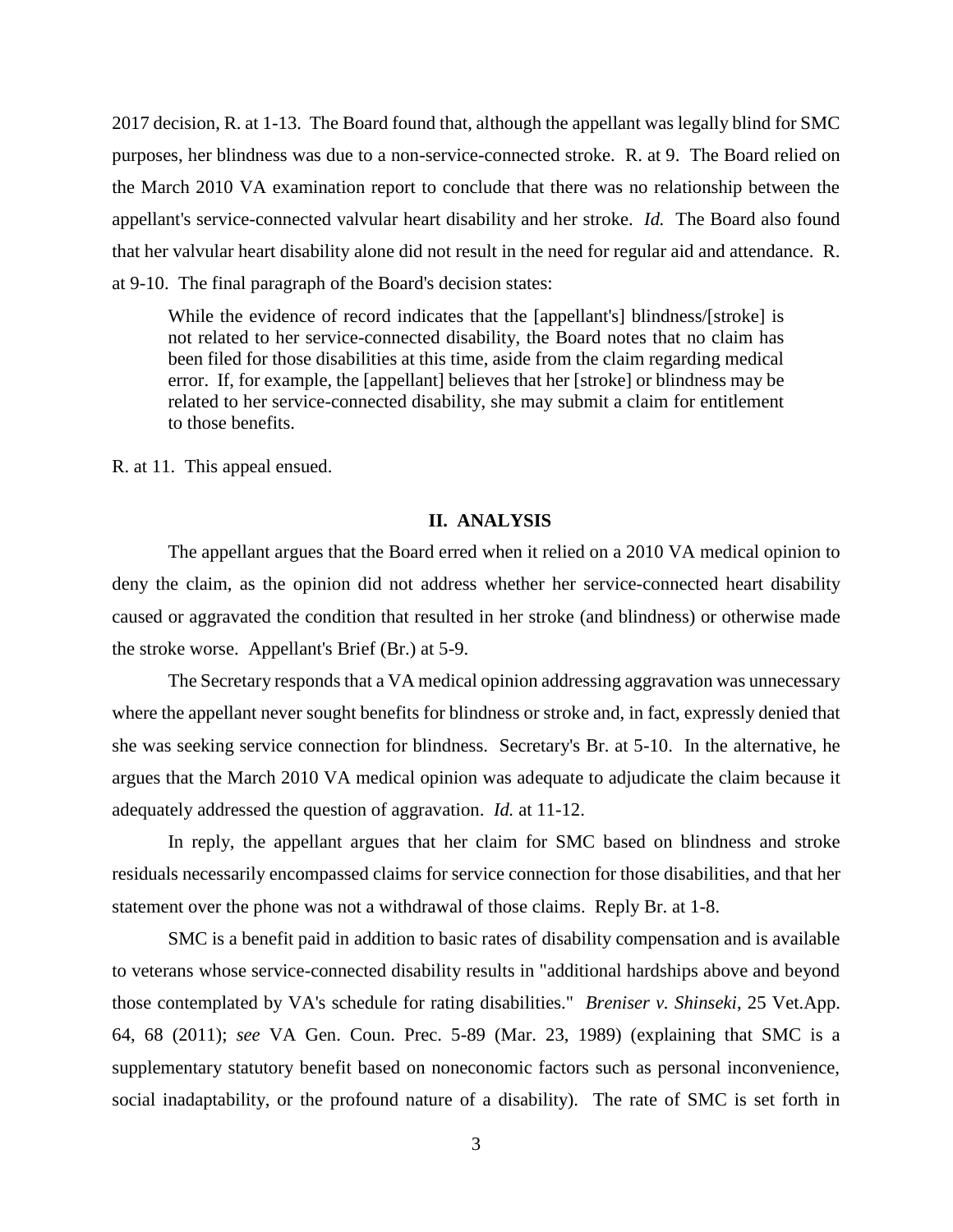2017 decision, R. at 1-13. The Board found that, although the appellant was legally blind for SMC purposes, her blindness was due to a non-service-connected stroke. R. at 9. The Board relied on the March 2010 VA examination report to conclude that there was no relationship between the appellant's service-connected valvular heart disability and her stroke. *Id.* The Board also found that her valvular heart disability alone did not result in the need for regular aid and attendance. R. at 9-10. The final paragraph of the Board's decision states:

> While the evidence of record indicates that the [appellant's] blindness/[stroke] is not related to her service-connected disability, the Board notes that no claim has been filed for those disabilities at this time, aside from the claim regarding medical error. If, for example, the [appellant] believes that her [stroke] or blindness may be related to her service-connected disability, she may submit a claim for entitlement to those benefits.

R. at 11. This appeal ensued.

## II. ANALYSIS

The appellant argues that the Board erred when it relied on a 2010 VA medical opinion to deny the claim, as the opinion did not address whether her service-connected heart disability caused or aggravated the condition that resulted in her stroke (and blindness) or otherwise made the stroke worse. Appellant's Brief (Br.) at 5-9.

The Secretary responds that a VA medical opinion addressing aggravation was unnecessary where the appellant never sought benefits for blindness or stroke and, in fact, expressly denied that she was seeking service connection for blindness. Secretary's Br. at 5-10. In the alternative, he argues that the March 2010 VA medical opinion was adequate to adjudicate the claim because it adequately addressed the question of aggravation. *Id.* at 11-12.

In reply, the appellant argues that her claim for SMC based on blindness and stroke residuals necessarily encompassed claims for service connection for those disabilities, and that her statement over the phone was not a withdrawal of those claims. Reply Br. at 1-8.

SMC is a benefit paid in addition to basic rates of disability compensation and is available to veterans whose service-connected disability results in "additional hardships above and beyond those contemplated by VA's schedule for rating disabilities." *Breniser v. Shinseki*, 25 Vet.App. 64, 68 (2011); *see* VA Gen. Coun. Prec. 5-89 (Mar. 23, 1989) (explaining that SMC is a supplementary statutory benefit based on noneconomic factors such as personal inconvenience, social inadaptability, or the profound nature of a disability). The rate of SMC is set forth in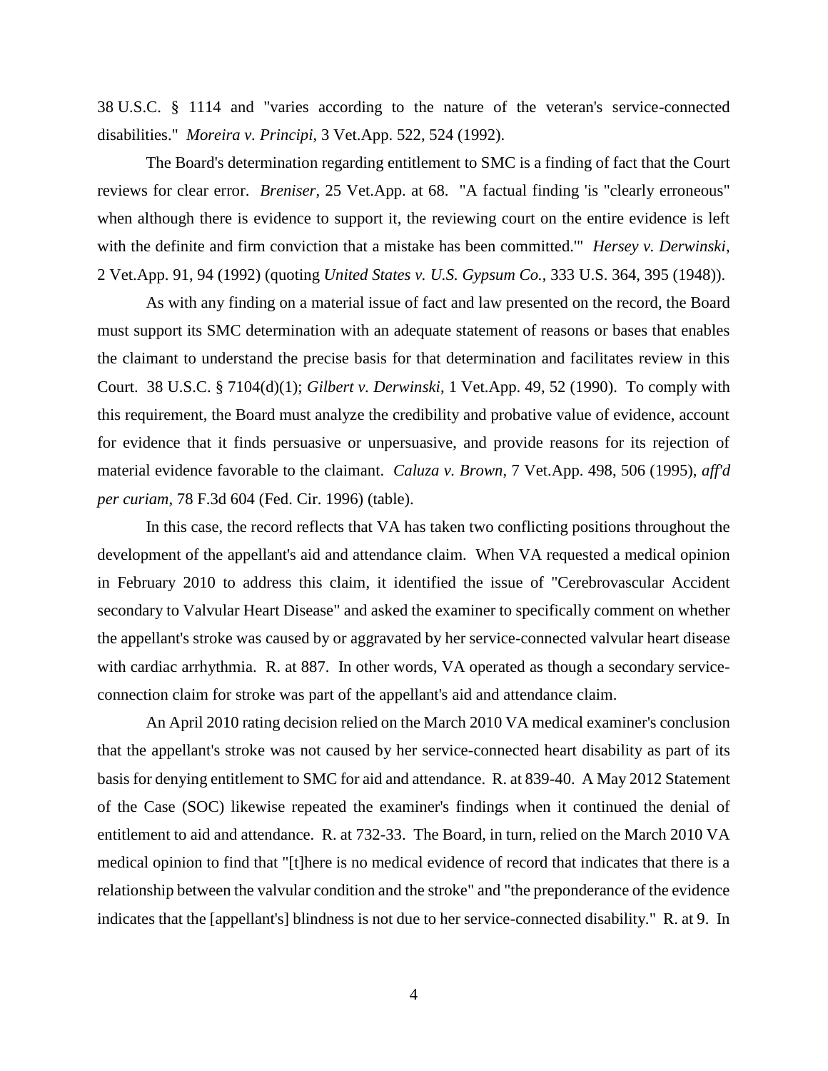38 U.S.C. § 1114 and "varies according to the nature of the veteran's service-connected disabilities." *Moreira v. Principi*, 3 Vet.App. 522, 524 (1992).

The Board's determination regarding entitlement to SMC is a finding of fact that the Court reviews for clear error. *Breniser*, 25 Vet.App. at 68. "A factual finding 'is "clearly erroneous" when although there is evidence to support it, the reviewing court on the entire evidence is left with the definite and firm conviction that a mistake has been committed.'" *Hersey v. Derwinski*, 2 Vet.App. 91, 94 (1992) (quoting *United States v. U.S. Gypsum Co.*, 333 U.S. 364, 395 (1948)).

As with any finding on a material issue of fact and law presented on the record, the Board must support its SMC determination with an adequate statement of reasons or bases that enables the claimant to understand the precise basis for that determination and facilitates review in this Court. 38 U.S.C. § 7104(d)(1); *Gilbert v. Derwinski*, 1 Vet.App. 49, 52 (1990). To comply with this requirement, the Board must analyze the credibility and probative value of evidence, account for evidence that it finds persuasive or unpersuasive, and provide reasons for its rejection of material evidence favorable to the claimant. *Caluza v. Brown*, 7 Vet.App. 498, 506 (1995), *aff'd per curiam*, 78 F.3d 604 (Fed. Cir. 1996) (table).

In this case, the record reflects that VA has taken two conflicting positions throughout the development of the appellant's aid and attendance claim. When VA requested a medical opinion in February 2010 to address this claim, it identified the issue of "Cerebrovascular Accident secondary to Valvular Heart Disease" and asked the examiner to specifically comment on whether the appellant's stroke was caused by or aggravated by her service-connected valvular heart disease with cardiac arrhythmia. R. at 887. In other words, VA operated as though a secondary service-connection claim for stroke was part of the appellant's aid and attendance claim.

An April 2010 rating decision relied on the March 2010 VA medical examiner's conclusion that the appellant's stroke was not caused by her service-connected heart disability as part of its basis for denying entitlement to SMC for aid and attendance. R. at 839-40. A May 2012 Statement of the Case (SOC) likewise repeated the examiner's findings when it continued the denial of entitlement to aid and attendance. R. at 732-33. The Board, in turn, relied on the March 2010 VA medical opinion to find that "[t]here is no medical evidence of record that indicates that there is a relationship between the valvular condition and the stroke" and "the preponderance of the evidence indicates that the [appellant's] blindness is not due to her service-connected disability." R. at 9. In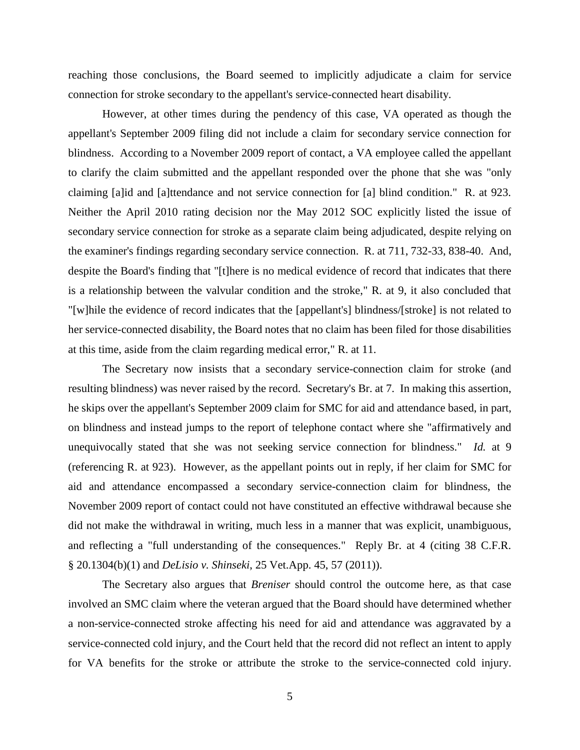reaching those conclusions, the Board seemed to implicitly adjudicate a claim for service connection for stroke secondary to the appellant's service-connected heart disability.

However, at other times during the pendency of this case, VA operated as though the appellant's September 2009 filing did not include a claim for secondary service connection for blindness. According to a November 2009 report of contact, a VA employee called the appellant to clarify the claim submitted and the appellant responded over the phone that she was "only claiming [a]id and [a]ttendance and not service connection for [a] blind condition." R. at 923. Neither the April 2010 rating decision nor the May 2012 SOC explicitly listed the issue of secondary service connection for stroke as a separate claim being adjudicated, despite relying on the examiner's findings regarding secondary service connection. R. at 711, 732-33, 838-40. And, despite the Board's finding that "[t]here is no medical evidence of record that indicates that there is a relationship between the valvular condition and the stroke," R. at 9, it also concluded that "[w]hile the evidence of record indicates that the [appellant's] blindness/[stroke] is not related to her service-connected disability, the Board notes that no claim has been filed for those disabilities at this time, aside from the claim regarding medical error," R. at 11.

The Secretary now insists that a secondary service-connection claim for stroke (and resulting blindness) was never raised by the record. Secretary's Br. at 7. In making this assertion, he skips over the appellant's September 2009 claim for SMC for aid and attendance based, in part, on blindness and instead jumps to the report of telephone contact where she "affirmatively and unequivocally stated that she was not seeking service connection for blindness." *Id.* at 9 (referencing R. at 923). However, as the appellant points out in reply, if her claim for SMC for aid and attendance encompassed a secondary service-connection claim for blindness, the November 2009 report of contact could not have constituted an effective withdrawal because she did not make the withdrawal in writing, much less in a manner that was explicit, unambiguous, and reflecting a "full understanding of the consequences." Reply Br. at 4 (citing 38 C.F.R. § 20.1304(b)(1) and *DeLisio v. Shinseki*, 25 Vet.App. 45, 57 (2011)).

The Secretary also argues that *Breniser* should control the outcome here, as that case involved an SMC claim where the veteran argued that the Board should have determined whether a non-service-connected stroke affecting his need for aid and attendance was aggravated by a service-connected cold injury, and the Court held that the record did not reflect an intent to apply for VA benefits for the stroke or attribute the stroke to the service-connected cold injury.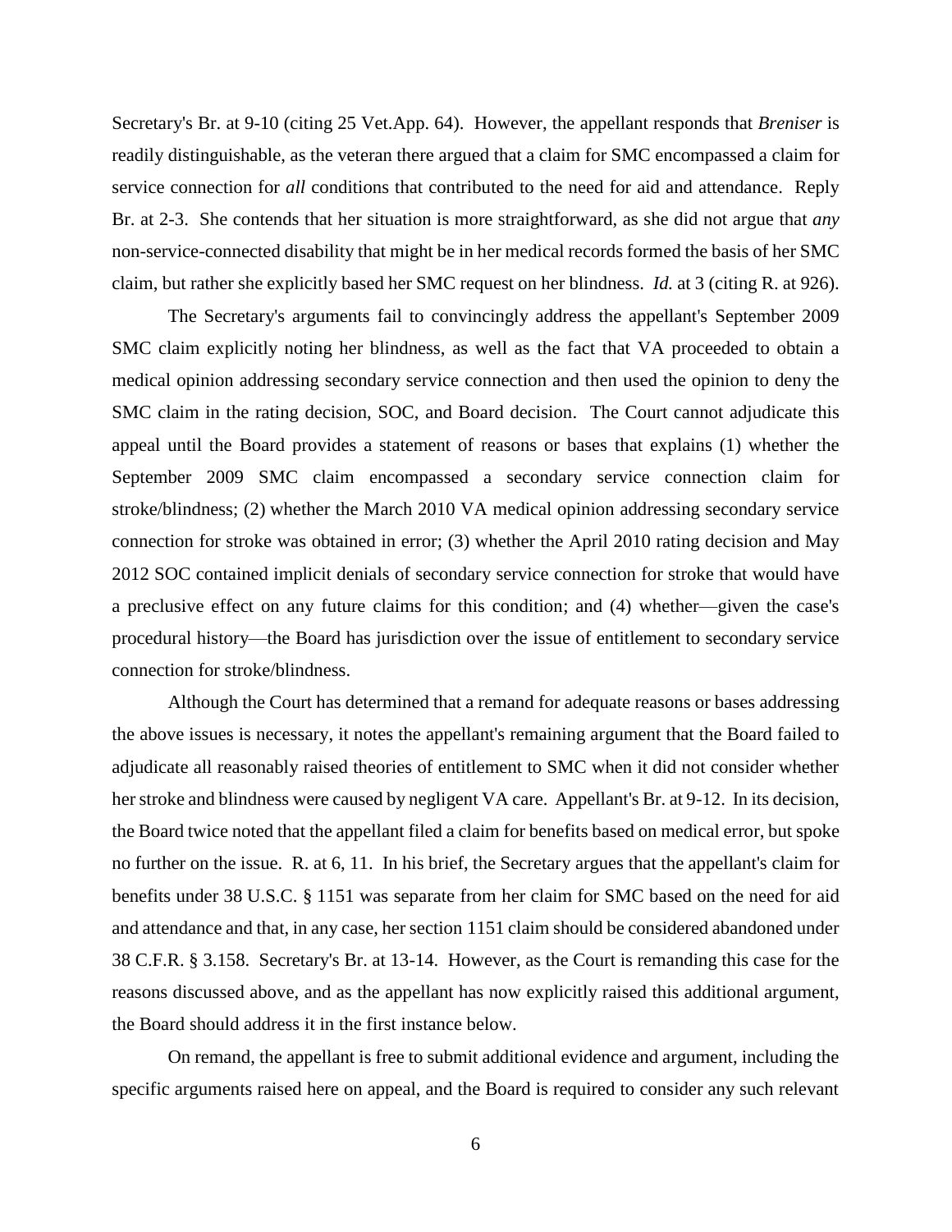Secretary's Br. at 9-10 (citing 25 Vet.App. 64). However, the appellant responds that *Breniser* is readily distinguishable, as the veteran there argued that a claim for SMC encompassed a claim for service connection for *all* conditions that contributed to the need for aid and attendance. Reply Br. at 2-3. She contends that her situation is more straightforward, as she did not argue that *any* non-service-connected disability that might be in her medical records formed the basis of her SMC claim, but rather she explicitly based her SMC request on her blindness. *Id.* at 3 (citing R. at 926).

The Secretary's arguments fail to convincingly address the appellant's September 2009 SMC claim explicitly noting her blindness, as well as the fact that VA proceeded to obtain a medical opinion addressing secondary service connection and then used the opinion to deny the SMC claim in the rating decision, SOC, and Board decision. The Court cannot adjudicate this appeal until the Board provides a statement of reasons or bases that explains (1) whether the September 2009 SMC claim encompassed a secondary service connection claim for stroke/blindness; (2) whether the March 2010 VA medical opinion addressing secondary service connection for stroke was obtained in error; (3) whether the April 2010 rating decision and May 2012 SOC contained implicit denials of secondary service connection for stroke that would have a preclusive effect on any future claims for this condition; and (4) whether—given the case's procedural history—the Board has jurisdiction over the issue of entitlement to secondary service connection for stroke/blindness.

Although the Court has determined that a remand for adequate reasons or bases addressing the above issues is necessary, it notes the appellant's remaining argument that the Board failed to adjudicate all reasonably raised theories of entitlement to SMC when it did not consider whether her stroke and blindness were caused by negligent VA care. Appellant's Br. at 9-12. In its decision, the Board twice noted that the appellant filed a claim for benefits based on medical error, but spoke no further on the issue. R. at 6, 11. In his brief, the Secretary argues that the appellant's claim for benefits under 38 U.S.C. § 1151 was separate from her claim for SMC based on the need for aid and attendance and that, in any case, her section 1151 claim should be considered abandoned under 38 C.F.R. § 3.158. Secretary's Br. at 13-14. However, as the Court is remanding this case for the reasons discussed above, and as the appellant has now explicitly raised this additional argument, the Board should address it in the first instance below.

On remand, the appellant is free to submit additional evidence and argument, including the specific arguments raised here on appeal, and the Board is required to consider any such relevant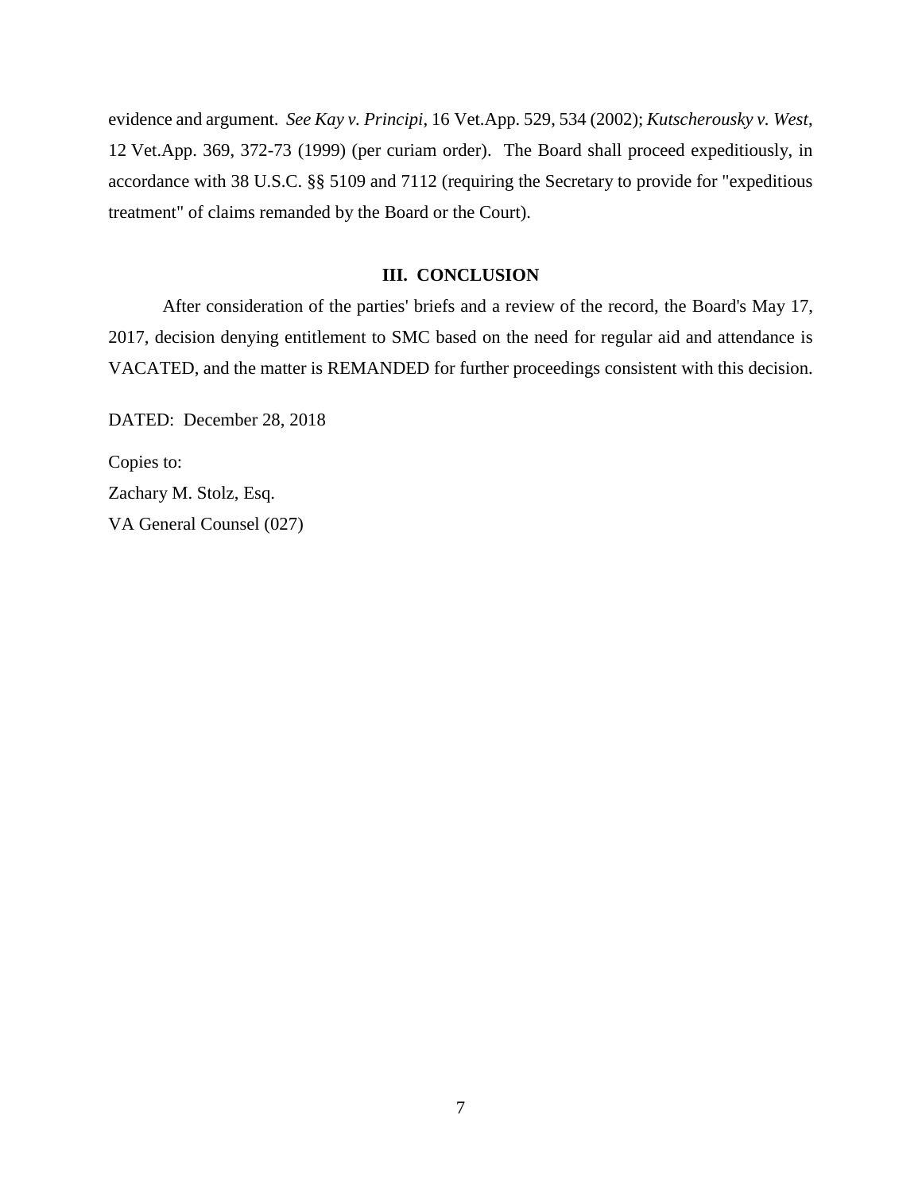evidence and argument. *See Kay v. Principi*, 16 Vet.App. 529, 534 (2002); *Kutscherousky v. West*, 12 Vet.App. 369, 372-73 (1999) (per curiam order). The Board shall proceed expeditiously, in accordance with 38 U.S.C. §§ 5109 and 7112 (requiring the Secretary to provide for "expeditious treatment" of claims remanded by the Board or the Court).

## III. CONCLUSION

After consideration of the parties' briefs and a review of the record, the Board's May 17, 2017, decision denying entitlement to SMC based on the need for regular aid and attendance is VACATED, and the matter is REMANDED for further proceedings consistent with this decision.

DATED: December 28, 2018

Copies to:

Zachary M. Stolz, Esq.

VA General Counsel (027)